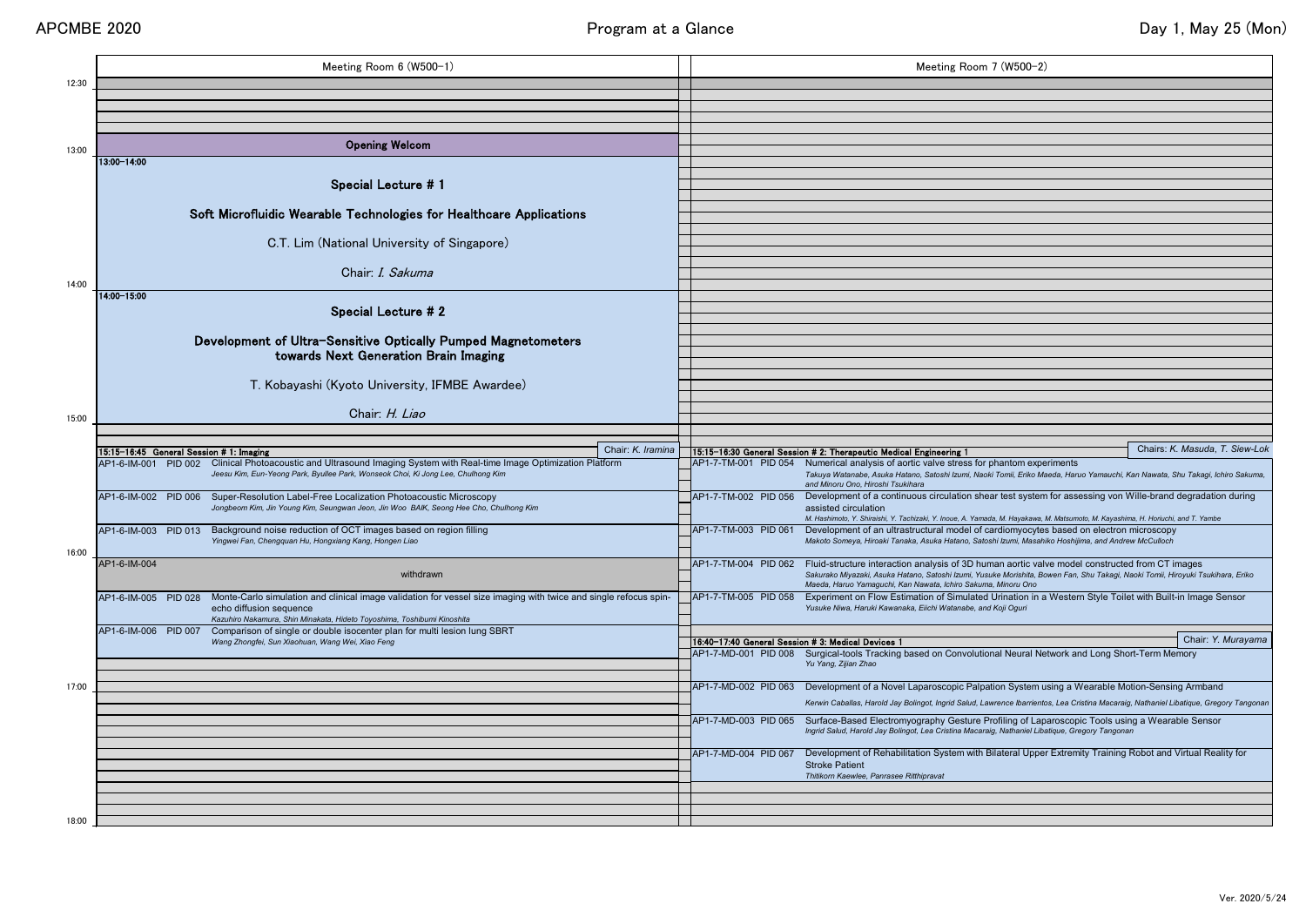# APCMBE 2020 — Program at a Glance — Day 1, May 25 (Mon)

## Meeting Room 6 (W500-1)

**Opening Welcom**

**13:00–14:00**

### Special Lecture # 1

**Soft Microfluidic Wearable Technologies for Healthcare Applications**

C.T. Lim (National University of Singapore)

Chair: *I. Sakuma*

**14:00–15:00**

### Special Lecture # 2

**Development of Ultra-Sensitive Optically Pumped Magnetometers towards Next Generation Brain Imaging**

T. Kobayashi (Kyoto University, IFMBE Awardee)

Chair: *H. Liao*

### 15:15–16:45 General Session # 1: Imaging

Chair: *K. Iramina*

| ID | PID | Title / Authors |
|---|---|---|
| AP1-6-IM-001 | PID 002 | Clinical Photoacoustic and Ultrasound Imaging System with Real-time Image Optimization Platform<br>*Jeesu Kim, Eun-Yeong Park, Byullee Park, Wonseok Choi, Ki Jong Lee, Chulhong Kim* |
| AP1-6-IM-002 | PID 006 | Super-Resolution Label-Free Localization Photoacoustic Microscopy<br>*Jongbeom Kim, Jin Young Kim, Seungwan Jeon, Jin Woo BAIK, Seong Hee Cho, Chulhong Kim* |
| AP1-6-IM-003 | PID 013 | Background noise reduction of OCT images based on region filling<br>*Yingwei Fan, Chengquan Hu, Hongxiang Kang, Hongen Liao* |
| AP1-6-IM-004 | | withdrawn |
| AP1-6-IM-005 | PID 028 | Monte-Carlo simulation and clinical image validation for vessel size imaging with twice and single refocus spin-echo diffusion sequence<br>*Kazuhiro Nakamura, Shin Minakata, Hideto Toyoshima, Toshibumi Kinoshita* |
| AP1-6-IM-006 | PID 007 | Comparison of single or double isocenter plan for multi lesion lung SBRT<br>*Wang Zhongfei, Sun Xiaohuan, Wang Wei, Xiao Feng* |

## Meeting Room 7 (W500-2)

### 15:15–16:30 General Session # 2: Therapeutic Medical Engineering 1

Chairs: *K. Masuda, T. Siew-Lok*

| ID | PID | Title / Authors |
|---|---|---|
| AP1-7-TM-001 | PID 054 | Numerical analysis of aortic valve stress for phantom experiments<br>*Takuya Watanabe, Asuka Hatano, Satoshi Izumi, Naoki Tomii, Eriko Maeda, Haruo Yamauchi, Kan Nawata, Shu Takagi, Ichiro Sakuma, and Minoru Ono, Hiroshi Tsukihara* |
| AP1-7-TM-002 | PID 056 | Development of a continuous circulation shear test system for assessing von Wille-brand degradation during assisted circulation<br>*M. Hashimoto, Y. Shiraishi, Y. Tachizaki, Y. Inoue, A. Yamada, M. Hayakawa, M. Matsumoto, M. Kayashima, H. Horiuchi, and T. Yambe* |
| AP1-7-TM-003 | PID 061 | Development of an ultrastructural model of cardiomyocytes based on electron microscopy<br>*Makoto Someya, Hiroaki Tanaka, Asuka Hatano, Satoshi Izumi, Masahiko Hoshijima, and Andrew McCulloch* |
| AP1-7-TM-004 | PID 062 | Fluid-structure interaction analysis of 3D human aortic valve model constructed from CT images<br>*Sakurako Miyazaki, Asuka Hatano, Satoshi Izumi, Yusuke Morishita, Bowen Fan, Shu Takagi, Naoki Tomii, Hiroyuki Tsukihara, Eriko Maeda, Haruo Yamaguchi, Kan Nawata, Ichiro Sakuma, Minoru Ono* |
| AP1-7-TM-005 | PID 058 | Experiment on Flow Estimation of Simulated Urination in a Western Style Toilet with Built-in Image Sensor<br>*Yusuke Niwa, Haruki Kawanaka, Eiichi Watanabe, and Koji Oguri* |

### 16:40–17:40 General Session # 3: Medical Devices 1

Chair: *Y. Murayama*

| ID | PID | Title / Authors |
|---|---|---|
| AP1-7-MD-001 | PID 008 | Surgical-tools Tracking based on Convolutional Neural Network and Long Short-Term Memory<br>*Yu Yang, Zijian Zhao* |
| AP1-7-MD-002 | PID 063 | Development of a Novel Laparoscopic Palpation System using a Wearable Motion-Sensing Armband<br>*Kerwin Caballas, Harold Jay Bolingot, Ingrid Salud, Lawrence Ibarrientos, Lea Cristina Macaraig, Nathaniel Libatique, Gregory Tangonan* |
| AP1-7-MD-003 | PID 065 | Surface-Based Electromyography Gesture Profiling of Laparoscopic Tools using a Wearable Sensor<br>*Ingrid Salud, Harold Jay Bolingot, Lea Cristina Macaraig, Nathaniel Libatique, Gregory Tangonan* |
| AP1-7-MD-004 | PID 067 | Development of Rehabilitation System with Bilateral Upper Extremity Training Robot and Virtual Reality for Stroke Patient<br>*Thitikorn Kaewlee, Panrasee Ritthipravat* |

Ver. 2020/5/24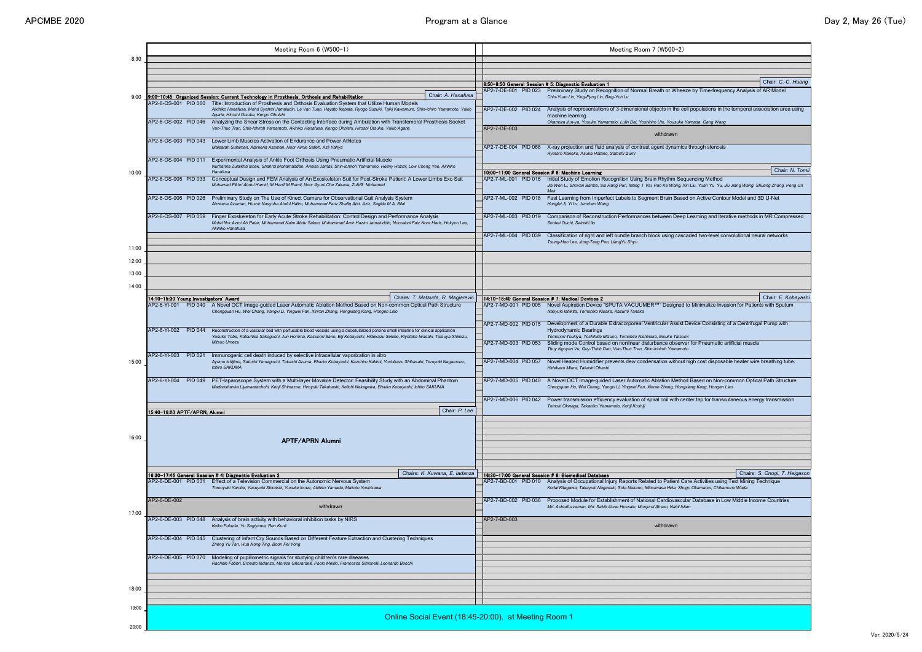# Program at a Glance — Day 2, May 26 (Tue)

## Meeting Room 6 (W500-1)

### 9:00-10:45 Organized Session: Current Technology in Prosthesis, Orthosis and Rehabilitation
Chair: A. Hanafusa

- **AP2-6-OS-001 PID 060** Title: Introduction of Prosthesis and Orthosis Evaluation System that Utilize Human Models
  *Akihiko Hanafusa, Mohd Syahmi Jamaludin, Le Van Tuan, Hayato Ikebata, Ryogo Suzuki, Taiki Kawamura, Shin-ichiro Yamamoto, Yukio Agarie, Hiroshi Otsuka, Kengo Ohnishi*
- **AP2-6-OS-002 PID 046** Analyzing the Shear Stress on the Contacting Interface during Ambulation with Transfemoral Prosthesis Socket
  *Van-Thuc Tran, Shin-Ichiroh Yamamoto, Akihiko Hanafusa, Kengo Ohnishi, Hiroshi Otsuka, Yukio Agarie*
- **AP2-6-OS-003 PID 043** Lower Limb Muscles Activation of Endurance and Power Athletes
  *Maisarah Sulaiman, Aizreena Azaman, Noor Aimie Salleh, Azli Yahya*
- **AP2-6-OS-004 PID 011** Experimental Analysis of Ankle Foot Orthosis Using Pneumatic Artificial Muscle
  *Nurhanna Zulaikha Ishak, Shahrol Mohamaddan, Annisa Jamali, Shin-Ichiroh Yamamoto, Helmy Hazmi, Low Cheng Yee, Akihiko Hanafusa*
- **AP2-6-OS-005 PID 033** Conceptual Design and FEM Analysis of An Exoskeleton Suit for Post-Stroke Patient: A Lower Limbs Exo Suit
  *Muhamad Fikhri Abdul Hamid, M Hanif M Ramli, Noor Ayuni Che Zakaria, Zulkifli Mohamed*
- **AP2-6-OS-006 PID 026** Preliminary Study on The Use of Kinect Camera for Observational Gait Analysis System
  *Aizreena Azaman, Husnir Nasyuha Abdul Halim, Muhammad Fariz Shafiq Abd. Aziz, Sagida M.A. Bilal*
- **AP2-6-OS-007 PID 059** Finger Exoskeleton for Early Acute Stroke Rehabilitation: Control Design and Performance Analysis
  *Mohd Nor Azmi Ab Patar, Muhammad Naim Abdu Salam, Muhammad Amir Hazim Jamaluddin, Nooranol Faiz Noor Haris, Hokyoo Lee, Akihiko Hanafusa*

### 14:10-15:30 Young Investigators' Award
Chairs: T. Matsuda, R. Magjarević

- **AP2-6-YI-001 PID 040** A Novel OCT Image-guided Laser Automatic Ablation Method Based on Non-common Optical Path Structure
  *Chengquan Hu, Wei Chang, Yangxi Li, Yingwei Fan, Xinran Zhang, Hongxiang Kang, Hongen Liao*
- **AP2-6-YI-002 PID 044** Reconstruction of a vascular bed with perfusable blood vessels using a decellularized porcine small intestine for clinical application
  *Yusuke Tobe, Katsuhisa Sakaguchi, Jun Homma, Kazunori Sano, Eiji Kobayashi, Hidekazu Sekine, Kiyotaka Iwasaki, Tatsuya Shimizu, Mitsuo Umezu*
- **AP2-6-YI-003 PID 021** Immunogenic cell death induced by selective intracellular vaporization in vitro
  *Ayumu Ishijima, Satoshi Yamaguchi, Takashi Azuma, Etsuko Kobayashi, Kazuhiro Kakimi, Yoshikazu Shibasaki, Teruyuki Nagamune, Ichiro SAKUMA*
- **AP2-6-YI-004 PID 049** PET-laparoscope System with a Multi-layer Movable Detector: Feasibility Study with an Abdominal Phantom
  *Madhushanka Liyanaarachchi, Kenji Shimazoe, Hiroyuki Takahashi, Keiichi Nakagawa, Etsuko Kobayashi, Ichiro SAKUMA*

### 15:40-16:20 APTF/APRN, Alumni
Chair: P. Lee

**APTF/APRN Alumni**

### 16:30-17:45 General Session # 4: Diagnostic Evaluation 2
Chairs: K. Kuwana, E. Iadanza

- **AP2-6-DE-001 PID 031** Effect of a Television Commercial on the Autonomic Nervous System
  *Tomoyuki Yambe, Yasuyuki Shiraishi, Yusuke Inoue, Akihiro Yamada, Makoto Yoshizawa*
- **AP2-6-DE-002** withdrawn
- **AP2-6-DE-003 PID 048** Analysis of brain activity with behavioral inhibition tasks by NIRS
  *Keiko Fukuda, Yu Sugiyama, Ren Kunii*
- **AP2-6-DE-004 PID 045** Clustering of Infant Cry Sounds Based on Different Feature Extraction and Clustering Techniques
  *Zheng Yu Tan, Hua Nong Ting, Boon Fei Yong*
- **AP2-6-DE-005 PID 070** Modeling of pupillometric signals for studying children's rare diseases
  *Rachele Fabbri, Ernesto Iadanza, Monica Gherardelli, Paolo Melillo, Francesca Simonelli, Leonardo Bocchi*

## Meeting Room 7 (W500-2)

### 8:50-9:50 General Session # 5: Diagnostic Evaluation 1
Chair: C.-C. Huang

- **AP2-7-DE-001 PID 023** Preliminary Study on Recognition of Normal Breath or Wheeze by Time-frequency Analysis of AR Model
  *Chin-Yuan Lin, Ying-Pyng Lin, Bing-Yuh Lu*
- **AP2-7-DE-002 PID 024** Analysis of representations of 3-dimensional objects in the cell populations in the temporal association area using machine learning
  *Okamura Jun-ya, Yusuke Yamamoto, Lulin Dai, Yoshihiro Uto, Yousuke Yamada, Gang Wang*
- **AP2-7-DE-003** withdrawn
- **AP2-7-DE-004 PID 066** X-ray projection and fluid analysis of contrast agent dynamics through stenosis
  *Ryotaro Kaneko, Asuka Hatano, Satoshi Izumi*

### 10:00-11:00 General Session # 6: Machine Learning
Chair: N. Tomii

- **AP2-7-ML-001 PID 016** Initial Study of Emotion Recognition Using Brain Rhythm Sequencing Method
  *Jia Wen Li, Shovan Barma, Sio Hang Pun, Mang I Vai, Pan Ke Wang, Xin Liu, Yuan Yu Yu, Jiu Jiang Wang, Shuang Zhang, Peng Un Mak*
- **AP2-7-ML-002 PID 018** Fast Learning from Imperfect Labels to Segment Brain Based on Active Contour Model and 3D U-Net
  *Honglei Ji, Yi Lv, Junchen Wang*
- **AP2-7-ML-003 PID 019** Comparison of Reconstruction Performances between Deep Learning and Iterative methods in MR Compressed
  *Shohei Ouchi, Satoshi Ito*
- **AP2-7-ML-004 PID 039** Classification of right and left bundle branch block using cascaded two-level convolutional neural networks
  *Tsung-Han Lee, Jung-Teng Pan, LiangYu Shyu*

### 14:10-15:40 General Session # 7: Medical Devices 2
Chair: E. Kobayashi

- **AP2-7-MD-001 PID 005** Novel Aspiration Device "SPUTA VACUUMER™" Designed to Minimalize Invasion for Patients with Sputum
  *Naoyuki Ishikita, Tomohiko Kisaka, Kazumi Tanaka*
- **AP2-7-MD-002 PID 015** Development of a Durable Extracorporeal Ventricular Assist Device Consisting of a Centrifugal Pump with Hydrodynamic Bearings
  *Tomonori Tsukiya, Toshihide Mizuno, Tomohiro Nishinaka, Eisuke Tatsumi*
- **AP2-7-MD-003 PID 053** Sliding mode Control based on nonlinear disturbance observer for Pneumatic artificial muscle
  *Thuy Nguyen Vu, Quy-Thinh Dao, Van-Thuc Tran, Shin-Ichiroh Yamamoto*
- **AP2-7-MD-004 PID 057** Novel Heated Humidifier prevents dew condensation without high cost disposable heater wire breathing tube.
  *Hidekazu Miura, Takashi Ohashi*
- **AP2-7-MD-005 PID 040** A Novel OCT Image-guided Laser Automatic Ablation Method Based on Non-common Optical Path Structure
  *Chengquan Hu, Wei Chang, Yangxi Li, Yingwei Fan, Xinran Zhang, Hongxiang Kang, Hongen Liao*
- **AP2-7-MD-006 PID 042** Power transmission efficiency evaluation of spiral coil with center tap for transcutaneous energy transmission
  *Tomoki Okinaga, Takahiko Yamamoto, Kohji Koshiji*

### 16:30-17:00 General Session # 8: Biomedical Database
Chairs: S. Onogi, T. Helgason

- **AP2-7-BD-001 PID 010** Analysis of Occupational Injury Reports Related to Patient Care Activities using Text Mining Technique
  *Kodai Kitagawa, Takayuki Nagasaki, Sota Nakano, Mitsumasa Hida, Shogo Okamatsu, Chikamune Wada*
- **AP2-7-BD-002 PID 036** Proposed Module for Establishment of National Cardiovascular Database in Low Middle Income Countries
  *Md. Ashrafuzzaman, Md. Sakib Abrar Hossain, Monjurul Ahsan, Nabil Islam*
- **AP2-7-BD-003** withdrawn

---

**Online Social Event (18:45-20:00), at Meeting Room 1**

Ver. 2020/5/24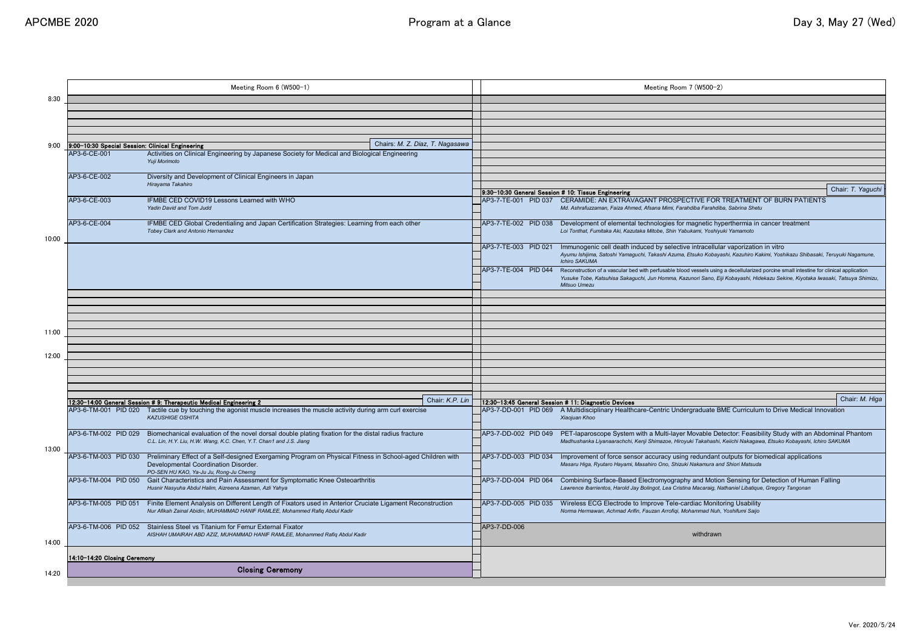# Program at a Glance — Day 3, May 27 (Wed)

## Meeting Room 6 (W500-1)

### 9:00-10:30 Special Session: Clinical Engineering

Chairs: *M. Z. Diaz, T. Nagasawa*

| ID | Title / Authors |
|---|---|
| AP3-6-CE-001 | Activities on Clinical Engineering by Japanese Society for Medical and Biological Engineering<br>*Yuji Morimoto* |
| AP3-6-CE-002 | Diversity and Development of Clinical Engineers in Japan<br>*Hirayama Takahiro* |
| AP3-6-CE-003 | IFMBE CED COVID19 Lessons Learned with WHO<br>*Yadin David and Tom Judd* |
| AP3-6-CE-004 | IFMBE CED Global Credentialing and Japan Certification Strategies: Learning from each other<br>*Tobey Clark and Antonio Hernandez* |

### 12:30-14:00 General Session # 9: Therapeutic Medical Engineering 2

Chair: *K.P. Lin*

| ID | PID | Title / Authors |
|---|---|---|
| AP3-6-TM-001 | PID 020 | Tactile cue by touching the agonist muscle increases the muscle activity during arm curl exercise<br>*KAZUSHIGE OSHITA* |
| AP3-6-TM-002 | PID 029 | Biomechanical evaluation of the novel dorsal double plating fixation for the distal radius fracture<br>*C.L. Lin, H.Y. Liu, H.W. Wang, K.C. Chen, Y.T. Chan1 and J.S. Jiang* |
| AP3-6-TM-003 | PID 030 | Preliminary Effect of a Self-designed Exergaming Program on Physical Fitness in School-aged Children with Developmental Coordination Disorder.<br>*PO-SEN HU KAO, Ya-Ju Ju, Rong-Ju Cherng* |
| AP3-6-TM-004 | PID 050 | Gait Characteristics and Pain Assessment for Symptomatic Knee Osteoarthritis<br>*Husnir Nasyuha Abdul Halim, Aizreena Azaman, Azli Yahya* |
| AP3-6-TM-005 | PID 051 | Finite Element Analysis on Different Length of Fixators used in Anterior Cruciate Ligament Reconstruction<br>*Nur Afikah Zainal Abidin, MUHAMMAD HANIF RAMLEE, Mohammed Rafiq Abdul Kadir* |
| AP3-6-TM-006 | PID 052 | Stainless Steel vs Titanium for Femur External Fixator<br>*AISHAH UMAIRAH ABD AZIZ, MUHAMMAD HANIF RAMLEE, Mohammed Rafiq Abdul Kadir* |

### 14:10-14:20 Closing Ceremony

**Closing Ceremony**

## Meeting Room 7 (W500-2)

### 9:30-10:30 General Session # 10: Tissue Engineering

Chair: *T. Yaguchi*

| ID | PID | Title / Authors |
|---|---|---|
| AP3-7-TE-001 | PID 037 | CERAMIDE: AN EXTRAVAGANT PROSPECTIVE FOR TREATMENT OF BURN PATIENTS<br>*Md. Ashrafuzzaman, Faiza Ahmed, Afsana Mimi, Farahdiba Farahdiba, Sabrina Shetu* |
| AP3-7-TE-002 | PID 038 | Development of elemental technologies for magnetic hyperthermia in cancer treatment<br>*Loi Tonthat, Fumitaka Aki, Kazutaka Mitobe, Shin Yabukami, Yoshiyuki Yamamoto* |
| AP3-7-TE-003 | PID 021 | Immunogenic cell death induced by selective intracellular vaporization in vitro<br>*Ayumu Ishijima, Satoshi Yamaguchi, Takashi Azuma, Etsuko Kobayashi, Kazuhiro Kakimi, Yoshikazu Shibasaki, Teruyuki Nagamune, Ichiro SAKUMA* |
| AP3-7-TE-004 | PID 044 | Reconstruction of a vascular bed with perfusable blood vessels using a decellularized porcine small intestine for clinical application<br>*Yusuke Tobe, Katsuhisa Sakaguchi, Jun Homma, Kazunori Sano, Eiji Kobayashi, Hidekazu Sekine, Kiyotaka Iwasaki, Tatsuya Shimizu, Mitsuo Umezu* |

### 12:30-13:45 General Session # 11: Diagnostic Devices

Chair: *M. Higa*

| ID | PID | Title / Authors |
|---|---|---|
| AP3-7-DD-001 | PID 069 | A Multidisciplinary Healthcare-Centric Undergraduate BME Curriculum to Drive Medical Innovation<br>*Xiaojuan Khoo* |
| AP3-7-DD-002 | PID 049 | PET-laparoscope System with a Multi-layer Movable Detector: Feasibility Study with an Abdominal Phantom<br>*Madhushanka Liyanaarachchi, Kenji Shimazoe, Hiroyuki Takahashi, Keiichi Nakagawa, Etsuko Kobayashi, Ichiro SAKUMA* |
| AP3-7-DD-003 | PID 034 | Improvement of force sensor accuracy using redundant outputs for biomedical applications<br>*Masaru Higa, Ryutaro Hayami, Masahiro Ono, Shizuki Nakamura and Shiori Matsuda* |
| AP3-7-DD-004 | PID 064 | Combining Surface-Based Electromyography and Motion Sensing for Detection of Human Falling<br>*Lawrence Ibarrientos, Harold Jay Bolingot, Lea Cristina Macaraig, Nathaniel Libatique, Gregory Tangonan* |
| AP3-7-DD-005 | PID 035 | Wireless ECG Electrode to Improve Tele-cardiac Monitoring Usability<br>*Norma Hermawan, Achmad Arifin, Fauzan Arrofiqi, Mohammad Nuh, Yoshifumi Saijo* |
| AP3-7-DD-006 | | withdrawn |

Ver. 2020/5/24